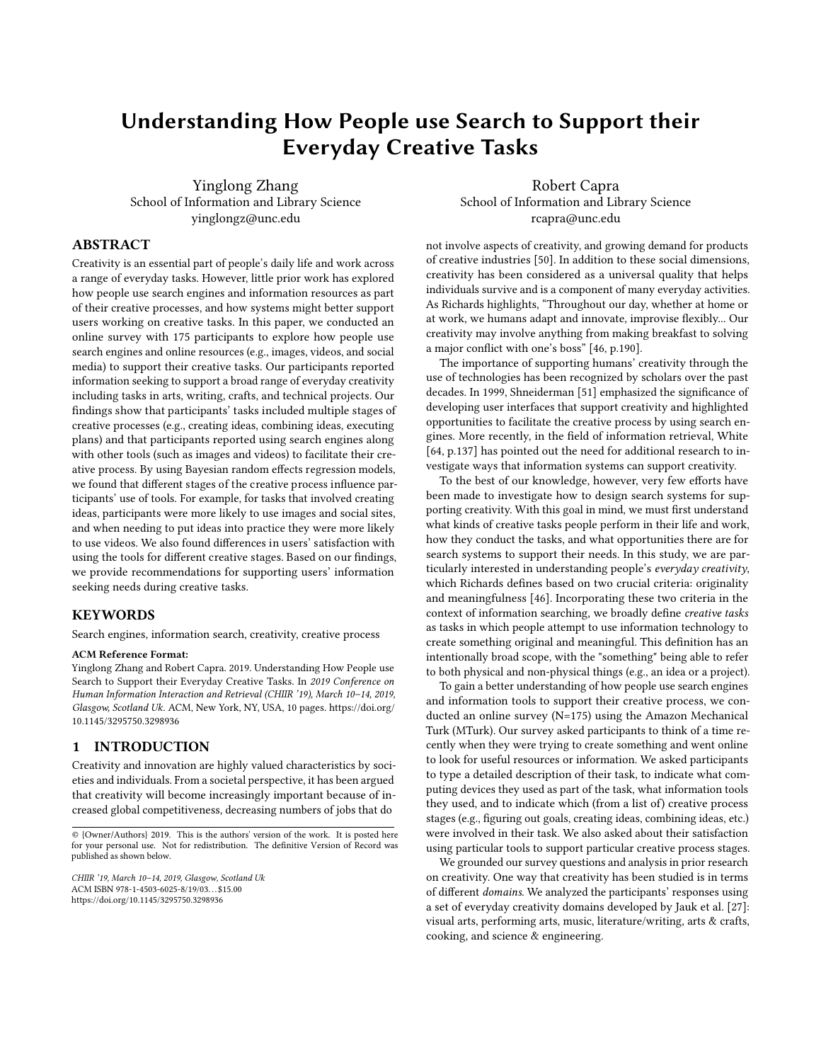# Understanding How People use Search to Support their Everyday Creative Tasks

Yinglong Zhang
School of Information and Library Science
yinglongz@unc.edu

Robert Capra
School of Information and Library Science
rcapra@unc.edu

## ABSTRACT

Creativity is an essential part of people's daily life and work across a range of everyday tasks. However, little prior work has explored how people use search engines and information resources as part of their creative processes, and how systems might better support users working on creative tasks. In this paper, we conducted an online survey with 175 participants to explore how people use search engines and online resources (e.g., images, videos, and social media) to support their creative tasks. Our participants reported information seeking to support a broad range of everyday creativity including tasks in arts, writing, crafts, and technical projects. Our findings show that participants' tasks included multiple stages of creative processes (e.g., creating ideas, combining ideas, executing plans) and that participants reported using search engines along with other tools (such as images and videos) to facilitate their creative process. By using Bayesian random effects regression models, we found that different stages of the creative process influence participants' use of tools. For example, for tasks that involved creating ideas, participants were more likely to use images and social sites, and when needing to put ideas into practice they were more likely to use videos. We also found differences in users' satisfaction with using the tools for different creative stages. Based on our findings, we provide recommendations for supporting users' information seeking needs during creative tasks.

## KEYWORDS

Search engines, information search, creativity, creative process

**ACM Reference Format:**
Yinglong Zhang and Robert Capra. 2019. Understanding How People use Search to Support their Everyday Creative Tasks. In *2019 Conference on Human Information Interaction and Retrieval (CHIIR '19), March 10–14, 2019, Glasgow, Scotland Uk.* ACM, New York, NY, USA, 10 pages. https://doi.org/10.1145/3295750.3298936

## 1 INTRODUCTION

Creativity and innovation are highly valued characteristics by societies and individuals. From a societal perspective, it has been argued that creativity will become increasingly important because of increased global competitiveness, decreasing numbers of jobs that do not involve aspects of creativity, and growing demand for products of creative industries [50]. In addition to these social dimensions, creativity has been considered as a universal quality that helps individuals survive and is a component of many everyday activities. As Richards highlights, "Throughout our day, whether at home or at work, we humans adapt and innovate, improvise flexibly... Our creativity may involve anything from making breakfast to solving a major conflict with one's boss" [46, p.190].

The importance of supporting humans' creativity through the use of technologies has been recognized by scholars over the past decades. In 1999, Shneiderman [51] emphasized the significance of developing user interfaces that support creativity and highlighted opportunities to facilitate the creative process by using search engines. More recently, in the field of information retrieval, White [64, p.137] has pointed out the need for additional research to investigate ways that information systems can support creativity.

To the best of our knowledge, however, very few efforts have been made to investigate how to design search systems for supporting creativity. With this goal in mind, we must first understand what kinds of creative tasks people perform in their life and work, how they conduct the tasks, and what opportunities there are for search systems to support their needs. In this study, we are particularly interested in understanding people's *everyday creativity*, which Richards defines based on two crucial criteria: originality and meaningfulness [46]. Incorporating these two criteria in the context of information searching, we broadly define *creative tasks* as tasks in which people attempt to use information technology to create something original and meaningful. This definition has an intentionally broad scope, with the "something" being able to refer to both physical and non-physical things (e.g., an idea or a project).

To gain a better understanding of how people use search engines and information tools to support their creative process, we conducted an online survey (N=175) using the Amazon Mechanical Turk (MTurk). Our survey asked participants to think of a time recently when they were trying to create something and went online to look for useful resources or information. We asked participants to type a detailed description of their task, to indicate what computing devices they used as part of the task, what information tools they used, and to indicate which (from a list of) creative process stages (e.g., figuring out goals, creating ideas, combining ideas, etc.) were involved in their task. We also asked about their satisfaction using particular tools to support particular creative process stages.

We grounded our survey questions and analysis in prior research on creativity. One way that creativity has been studied is in terms of different *domains*. We analyzed the participants' responses using a set of everyday creativity domains developed by Jauk et al. [27]: visual arts, performing arts, music, literature/writing, arts & crafts, cooking, and science & engineering.

© {Owner/Authors} 2019. This is the authors' version of the work. It is posted here for your personal use. Not for redistribution. The definitive Version of Record was published as shown below.

*CHIIR '19, March 10–14, 2019, Glasgow, Scotland Uk*
ACM ISBN 978-1-4503-6025-8/19/03...$15.00
https://doi.org/10.1145/3295750.3298936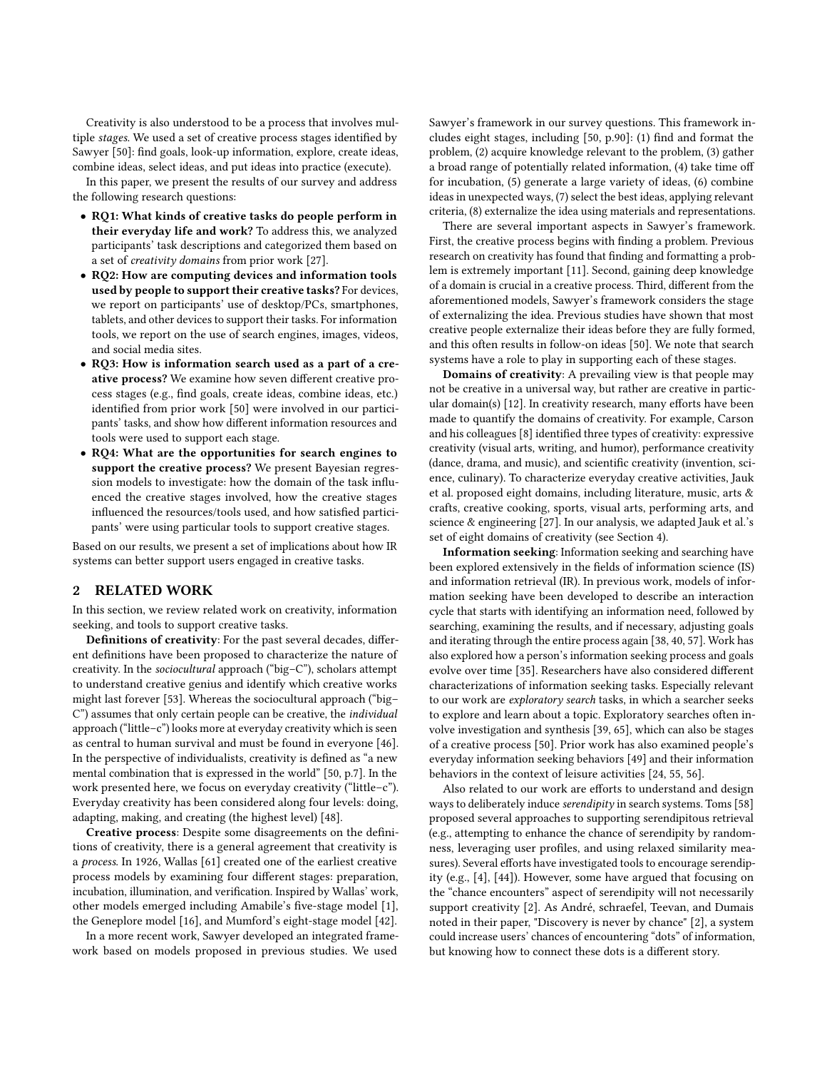Creativity is also understood to be a process that involves multiple *stages*. We used a set of creative process stages identified by Sawyer [50]: find goals, look-up information, explore, create ideas, combine ideas, select ideas, and put ideas into practice (execute).

In this paper, we present the results of our survey and address the following research questions:

- **RQ1: What kinds of creative tasks do people perform in their everyday life and work?** To address this, we analyzed participants' task descriptions and categorized them based on a set of *creativity domains* from prior work [27].
- **RQ2: How are computing devices and information tools used by people to support their creative tasks?** For devices, we report on participants' use of desktop/PCs, smartphones, tablets, and other devices to support their tasks. For information tools, we report on the use of search engines, images, videos, and social media sites.
- **RQ3: How is information search used as a part of a creative process?** We examine how seven different creative process stages (e.g., find goals, create ideas, combine ideas, etc.) identified from prior work [50] were involved in our participants' tasks, and show how different information resources and tools were used to support each stage.
- **RQ4: What are the opportunities for search engines to support the creative process?** We present Bayesian regression models to investigate: how the domain of the task influenced the creative stages involved, how the creative stages influenced the resources/tools used, and how satisfied participants' were using particular tools to support creative stages.

Based on our results, we present a set of implications about how IR systems can better support users engaged in creative tasks.

## 2 RELATED WORK

In this section, we review related work on creativity, information seeking, and tools to support creative tasks.

**Definitions of creativity**: For the past several decades, different definitions have been proposed to characterize the nature of creativity. In the *sociocultural* approach ("big–C"), scholars attempt to understand creative genius and identify which creative works might last forever [53]. Whereas the sociocultural approach ("big–C") assumes that only certain people can be creative, the *individual* approach ("little–c") looks more at everyday creativity which is seen as central to human survival and must be found in everyone [46]. In the perspective of individualists, creativity is defined as "a new mental combination that is expressed in the world" [50, p.7]. In the work presented here, we focus on everyday creativity ("little–c"). Everyday creativity has been considered along four levels: doing, adapting, making, and creating (the highest level) [48].

**Creative process**: Despite some disagreements on the definitions of creativity, there is a general agreement that creativity is a *process*. In 1926, Wallas [61] created one of the earliest creative process models by examining four different stages: preparation, incubation, illumination, and verification. Inspired by Wallas' work, other models emerged including Amabile's five-stage model [1], the Geneplore model [16], and Mumford's eight-stage model [42].

In a more recent work, Sawyer developed an integrated framework based on models proposed in previous studies. We used Sawyer's framework in our survey questions. This framework includes eight stages, including [50, p.90]: (1) find and format the problem, (2) acquire knowledge relevant to the problem, (3) gather a broad range of potentially related information, (4) take time off for incubation, (5) generate a large variety of ideas, (6) combine ideas in unexpected ways, (7) select the best ideas, applying relevant criteria, (8) externalize the idea using materials and representations.

There are several important aspects in Sawyer's framework. First, the creative process begins with finding a problem. Previous research on creativity has found that finding and formatting a problem is extremely important [11]. Second, gaining deep knowledge of a domain is crucial in a creative process. Third, different from the aforementioned models, Sawyer's framework considers the stage of externalizing the idea. Previous studies have shown that most creative people externalize their ideas before they are fully formed, and this often results in follow-on ideas [50]. We note that search systems have a role to play in supporting each of these stages.

**Domains of creativity**: A prevailing view is that people may not be creative in a universal way, but rather are creative in particular domain(s) [12]. In creativity research, many efforts have been made to quantify the domains of creativity. For example, Carson and his colleagues [8] identified three types of creativity: expressive creativity (visual arts, writing, and humor), performance creativity (dance, drama, and music), and scientific creativity (invention, science, culinary). To characterize everyday creative activities, Jauk et al. proposed eight domains, including literature, music, arts & crafts, creative cooking, sports, visual arts, performing arts, and science & engineering [27]. In our analysis, we adapted Jauk et al.'s set of eight domains of creativity (see Section 4).

**Information seeking**: Information seeking and searching have been explored extensively in the fields of information science (IS) and information retrieval (IR). In previous work, models of information seeking have been developed to describe an interaction cycle that starts with identifying an information need, followed by searching, examining the results, and if necessary, adjusting goals and iterating through the entire process again [38, 40, 57]. Work has also explored how a person's information seeking process and goals evolve over time [35]. Researchers have also considered different characterizations of information seeking tasks. Especially relevant to our work are *exploratory search* tasks, in which a searcher seeks to explore and learn about a topic. Exploratory searches often involve investigation and synthesis [39, 65], which can also be stages of a creative process [50]. Prior work has also examined people's everyday information seeking behaviors [49] and their information behaviors in the context of leisure activities [24, 55, 56].

Also related to our work are efforts to understand and design ways to deliberately induce *serendipity* in search systems. Toms [58] proposed several approaches to supporting serendipitous retrieval (e.g., attempting to enhance the chance of serendipity by randomness, leveraging user profiles, and using relaxed similarity measures). Several efforts have investigated tools to encourage serendipity (e.g., [4], [44]). However, some have argued that focusing on the "chance encounters" aspect of serendipity will not necessarily support creativity [2]. As André, schraefel, Teevan, and Dumais noted in their paper, "Discovery is never by chance" [2], a system could increase users' chances of encountering "dots" of information, but knowing how to connect these dots is a different story.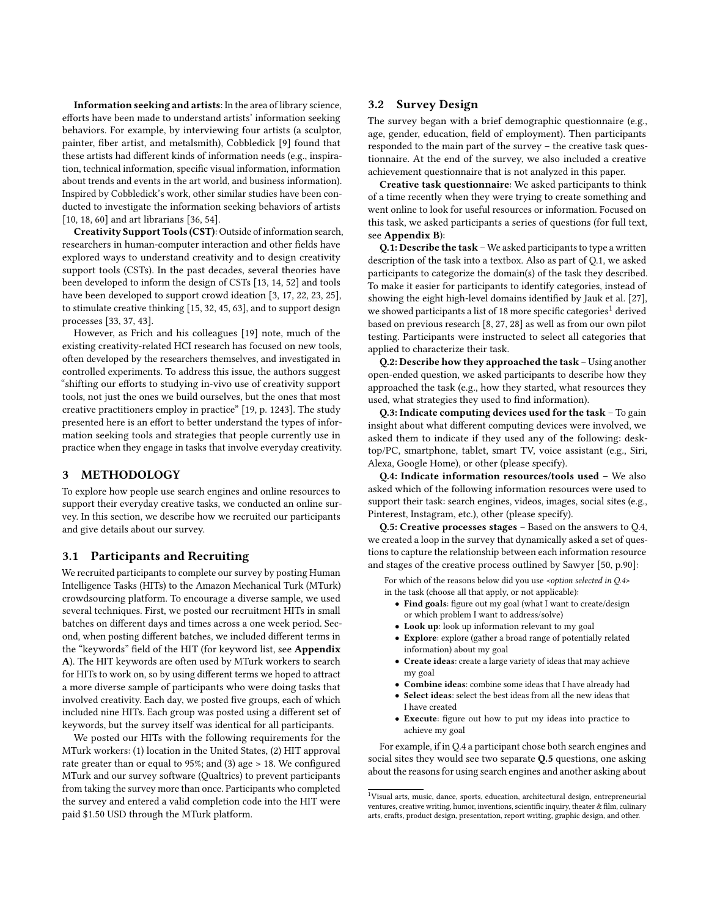**Information seeking and artists**: In the area of library science, efforts have been made to understand artists' information seeking behaviors. For example, by interviewing four artists (a sculptor, painter, fiber artist, and metalsmith), Cobbledick [9] found that these artists had different kinds of information needs (e.g., inspiration, technical information, specific visual information, information about trends and events in the art world, and business information). Inspired by Cobbledick's work, other similar studies have been conducted to investigate the information seeking behaviors of artists [10, 18, 60] and art librarians [36, 54].

**Creativity Support Tools (CST)**: Outside of information search, researchers in human-computer interaction and other fields have explored ways to understand creativity and to design creativity support tools (CSTs). In the past decades, several theories have been developed to inform the design of CSTs [13, 14, 52] and tools have been developed to support crowd ideation [3, 17, 22, 23, 25], to stimulate creative thinking [15, 32, 45, 63], and to support design processes [33, 37, 43].

However, as Frich and his colleagues [19] note, much of the existing creativity-related HCI research has focused on new tools, often developed by the researchers themselves, and investigated in controlled experiments. To address this issue, the authors suggest "shifting our efforts to studying in-vivo use of creativity support tools, not just the ones we build ourselves, but the ones that most creative practitioners employ in practice" [19, p. 1243]. The study presented here is an effort to better understand the types of information seeking tools and strategies that people currently use in practice when they engage in tasks that involve everyday creativity.

## 3 METHODOLOGY

To explore how people use search engines and online resources to support their everyday creative tasks, we conducted an online survey. In this section, we describe how we recruited our participants and give details about our survey.

### 3.1 Participants and Recruiting

We recruited participants to complete our survey by posting Human Intelligence Tasks (HITs) to the Amazon Mechanical Turk (MTurk) crowdsourcing platform. To encourage a diverse sample, we used several techniques. First, we posted our recruitment HITs in small batches on different days and times across a one week period. Second, when posting different batches, we included different terms in the "keywords" field of the HIT (for keyword list, see **Appendix A**). The HIT keywords are often used by MTurk workers to search for HITs to work on, so by using different terms we hoped to attract a more diverse sample of participants who were doing tasks that involved creativity. Each day, we posted five groups, each of which included nine HITs. Each group was posted using a different set of keywords, but the survey itself was identical for all participants.

We posted our HITs with the following requirements for the MTurk workers: (1) location in the United States, (2) HIT approval rate greater than or equal to 95%; and (3) age > 18. We configured MTurk and our survey software (Qualtrics) to prevent participants from taking the survey more than once. Participants who completed the survey and entered a valid completion code into the HIT were paid $1.50 USD through the MTurk platform.

### 3.2 Survey Design

The survey began with a brief demographic questionnaire (e.g., age, gender, education, field of employment). Then participants responded to the main part of the survey – the creative task questionnaire. At the end of the survey, we also included a creative achievement questionnaire that is not analyzed in this paper.

**Creative task questionnaire**: We asked participants to think of a time recently when they were trying to create something and went online to look for useful resources or information. Focused on this task, we asked participants a series of questions (for full text, see **Appendix B**):

**Q.1: Describe the task** – We asked participants to type a written description of the task into a textbox. Also as part of Q.1, we asked participants to categorize the domain(s) of the task they described. To make it easier for participants to identify categories, instead of showing the eight high-level domains identified by Jauk et al. [27], we showed participants a list of 18 more specific categories[1] derived based on previous research [8, 27, 28] as well as from our own pilot testing. Participants were instructed to select all categories that applied to characterize their task.

**Q.2: Describe how they approached the task** – Using another open-ended question, we asked participants to describe how they approached the task (e.g., how they started, what resources they used, what strategies they used to find information).

**Q.3: Indicate computing devices used for the task** – To gain insight about what different computing devices were involved, we asked them to indicate if they used any of the following: desktop/PC, smartphone, tablet, smart TV, voice assistant (e.g., Siri, Alexa, Google Home), or other (please specify).

**Q.4: Indicate information resources/tools used** – We also asked which of the following information resources were used to support their task: search engines, videos, images, social sites (e.g., Pinterest, Instagram, etc.), other (please specify).

**Q.5: Creative processes stages** – Based on the answers to Q.4, we created a loop in the survey that dynamically asked a set of questions to capture the relationship between each information resource and stages of the creative process outlined by Sawyer [50, p.90]:

> For which of the reasons below did you use *<option selected in Q.4>* in the task (choose all that apply, or not applicable):
>
> - **Find goals**: figure out my goal (what I want to create/design or which problem I want to address/solve)
> - **Look up**: look up information relevant to my goal
> - **Explore**: explore (gather a broad range of potentially related information) about my goal
> - **Create ideas**: create a large variety of ideas that may achieve my goal
> - **Combine ideas**: combine some ideas that I have already had
> - **Select ideas**: select the best ideas from all the new ideas that I have created
> - **Execute**: figure out how to put my ideas into practice to achieve my goal

For example, if in Q.4 a participant chose both search engines and social sites they would see two separate **Q.5** questions, one asking about the reasons for using search engines and another asking about

[1] Visual arts, music, dance, sports, education, architectural design, entrepreneurial ventures, creative writing, humor, inventions, scientific inquiry, theater & film, culinary arts, crafts, product design, presentation, report writing, graphic design, and other.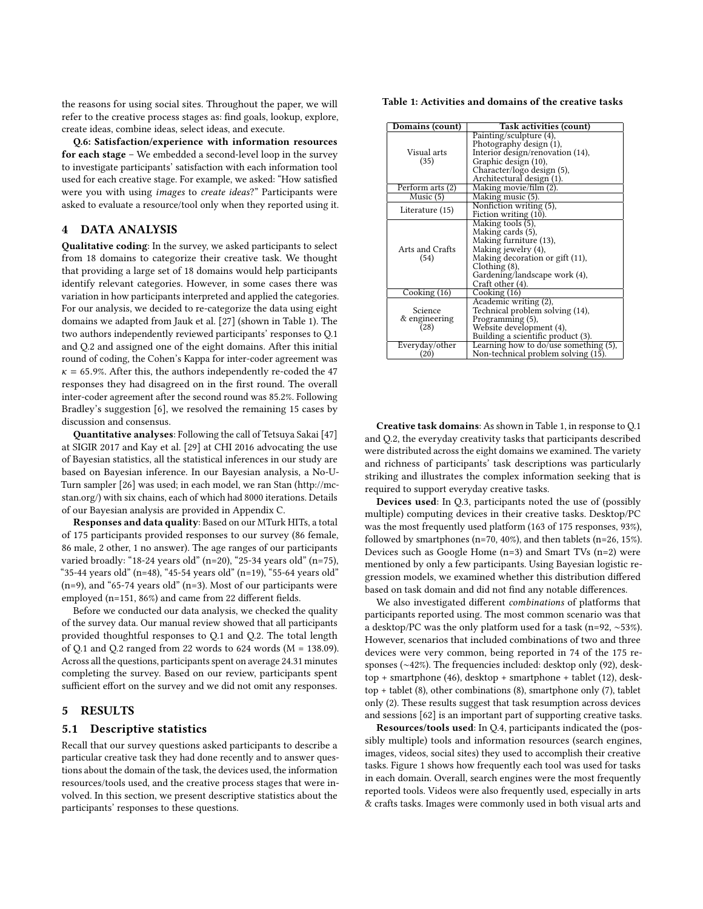the reasons for using social sites. Throughout the paper, we will refer to the creative process stages as: find goals, lookup, explore, create ideas, combine ideas, select ideas, and execute.

**Q.6: Satisfaction/experience with information resources for each stage** – We embedded a second-level loop in the survey to investigate participants' satisfaction with each information tool used for each creative stage. For example, we asked: "How satisfied were you with using *images* to *create ideas*?" Participants were asked to evaluate a resource/tool only when they reported using it.

## 4 DATA ANALYSIS

**Qualitative coding**: In the survey, we asked participants to select from 18 domains to categorize their creative task. We thought that providing a large set of 18 domains would help participants identify relevant categories. However, in some cases there was variation in how participants interpreted and applied the categories. For our analysis, we decided to re-categorize the data using eight domains we adapted from Jauk et al. [27] (shown in Table 1). The two authors independently reviewed participants' responses to Q.1 and Q.2 and assigned one of the eight domains. After this initial round of coding, the Cohen's Kappa for inter-coder agreement was $\kappa = 65.9\%$. After this, the authors independently re-coded the 47 responses they had disagreed on in the first round. The overall inter-coder agreement after the second round was 85.2%. Following Bradley's suggestion [6], we resolved the remaining 15 cases by discussion and consensus.

**Quantitative analyses**: Following the call of Tetsuya Sakai [47] at SIGIR 2017 and Kay et al. [29] at CHI 2016 advocating the use of Bayesian statistics, all the statistical inferences in our study are based on Bayesian inference. In our Bayesian analysis, a No-U-Turn sampler [26] was used; in each model, we ran Stan (http://mc-stan.org/) with six chains, each of which had 8000 iterations. Details of our Bayesian analysis are provided in Appendix C.

**Responses and data quality**: Based on our MTurk HITs, a total of 175 participants provided responses to our survey (86 female, 86 male, 2 other, 1 no answer). The age ranges of our participants varied broadly: "18-24 years old" (n=20), "25-34 years old" (n=75), "35-44 years old" (n=48), "45-54 years old" (n=19), "55-64 years old" (n=9), and "65-74 years old" (n=3). Most of our participants were employed (n=151, 86%) and came from 22 different fields.

Before we conducted our data analysis, we checked the quality of the survey data. Our manual review showed that all participants provided thoughtful responses to Q.1 and Q.2. The total length of Q.1 and Q.2 ranged from 22 words to 624 words (M = 138.09). Across all the questions, participants spent on average 24.31 minutes completing the survey. Based on our review, participants spent sufficient effort on the survey and we did not omit any responses.

## 5 RESULTS

### 5.1 Descriptive statistics

Recall that our survey questions asked participants to describe a particular creative task they had done recently and to answer questions about the domain of the task, the devices used, the information resources/tools used, and the creative process stages that were involved. In this section, we present descriptive statistics about the participants' responses to these questions.

**Table 1: Activities and domains of the creative tasks**

| Domains (count) | Task activities (count) |
|---|---|
| Visual arts (35) | Painting/sculpture (4), Photography design (1), Interior design/renovation (14), Graphic design (10), Character/logo design (5), Architectural design (1). |
| Perform arts (2) | Making movie/film (2). |
| Music (5) | Making music (5). |
| Literature (15) | Nonfiction writing (5), Fiction writing (10). |
| Arts and Crafts (54) | Making tools (5), Making cards (5), Making furniture (13), Making jewelry (4), Making decoration or gift (11), Clothing (8), Gardening/landscape work (4), Craft other (4). |
| Cooking (16) | Cooking (16) |
| Science & engineering (28) | Academic writing (2), Technical problem solving (14), Programming (5), Website development (4), Building a scientific product (3). |
| Everyday/other (20) | Learning how to do/use something (5), Non-technical problem solving (15). |

**Creative task domains**: As shown in Table 1, in response to Q.1 and Q.2, the everyday creativity tasks that participants described were distributed across the eight domains we examined. The variety and richness of participants' task descriptions was particularly striking and illustrates the complex information seeking that is required to support everyday creative tasks.

**Devices used**: In Q.3, participants noted the use of (possibly multiple) computing devices in their creative tasks. Desktop/PC was the most frequently used platform (163 of 175 responses, 93%), followed by smartphones (n=70, 40%), and then tablets (n=26, 15%). Devices such as Google Home (n=3) and Smart TVs (n=2) were mentioned by only a few participants. Using Bayesian logistic regression models, we examined whether this distribution differed based on task domain and did not find any notable differences.

We also investigated different *combinations* of platforms that participants reported using. The most common scenario was that a desktop/PC was the only platform used for a task (n=92, ~53%). However, scenarios that included combinations of two and three devices were very common, being reported in 74 of the 175 responses (~42%). The frequencies included: desktop only (92), desktop + smartphone (46), desktop + smartphone + tablet (12), desktop + tablet (8), other combinations (8), smartphone only (7), tablet only (2). These results suggest that task resumption across devices and sessions [62] is an important part of supporting creative tasks.

**Resources/tools used**: In Q.4, participants indicated the (possibly multiple) tools and information resources (search engines, images, videos, social sites) they used to accomplish their creative tasks. Figure 1 shows how frequently each tool was used for tasks in each domain. Overall, search engines were the most frequently reported tools. Videos were also frequently used, especially in arts & crafts tasks. Images were commonly used in both visual arts and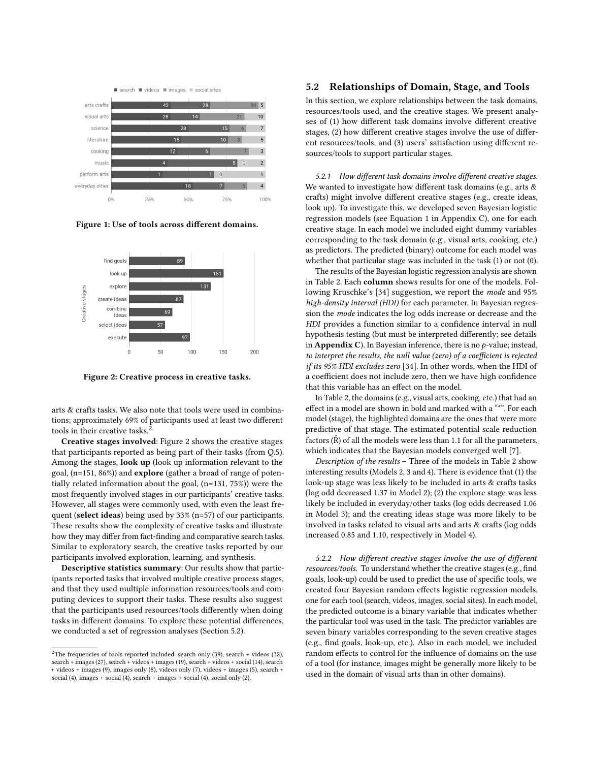Figure 1: Use of tools across different domains.

Figure 2: Creative process in creative tasks.

arts & crafts tasks. We also note that tools were used in combinations; approximately 69% of participants used at least two different tools in their creative tasks.[2]

**Creative stages involved**: Figure 2 shows the creative stages that participants reported as being part of their tasks (from Q.5). Among the stages, **look up** (look up information relevant to the goal, (n=151, 86%)) and **explore** (gather a broad of range of potentially related information about the goal, (n=131, 75%)) were the most frequently involved stages in our participants' creative tasks. However, all stages were commonly used, with even the least frequent (**select ideas**) being used by 33% (n=57) of our participants. These results show the complexity of creative tasks and illustrate how they may differ from fact-finding and comparative search tasks. Similar to exploratory search, the creative tasks reported by our participants involved exploration, learning, and synthesis.

**Descriptive statistics summary**: Our results show that participants reported tasks that involved multiple creative process stages, and that they used multiple information resources/tools and computing devices to support their tasks. These results also suggest that the participants used resources/tools differently when doing tasks in different domains. To explore these potential differences, we conducted a set of regression analyses (Section 5.2).

[2] The frequencies of tools reported included: search only (39), search + videos (32), search + images (27), search + videos + images (19), search + videos + social (14), search + videos + images (9), images only (8), videos only (7), videos + images (5), search + social (4), images + social (4), search + images + social (4), social only (2).

## 5.2 Relationships of Domain, Stage, and Tools

In this section, we explore relationships between the task domains, resources/tools used, and the creative stages. We present analyses of (1) how different task domains involve different creative stages, (2) how different creative stages involve the use of different resources/tools, and (3) users' satisfaction using different resources/tools to support particular stages.

*5.2.1 How different task domains involve different creative stages.* We wanted to investigate how different task domains (e.g., arts & crafts) might involve different creative stages (e.g., create ideas, look up). To investigate this, we developed seven Bayesian logistic regression models (see Equation 1 in Appendix C), one for each creative stage. In each model we included eight dummy variables corresponding to the task domain (e.g., visual arts, cooking, etc.) as predictors. The predicted (binary) outcome for each model was whether that particular stage was included in the task (1) or not (0).

The results of the Bayesian logistic regression analysis are shown in Table 2. Each **column** shows results for one of the models. Following Kruschke's [34] suggestion, we report the *mode* and 95% *high-density interval (HDI)* for each parameter. In Bayesian regression the *mode* indicates the log odds increase or decrease and the *HDI* provides a function similar to a confidence interval in null hypothesis testing (but must be interpreted differently; see details in **Appendix C**). In Bayesian inference, there is no *p*-value; instead, *to interpret the results, the null value (zero) of a coefficient is rejected if its 95% HDI excludes zero* [34]. In other words, when the HDI of a coefficient does not include zero, then we have high confidence that this variable has an effect on the model.

In Table 2, the domains (e.g., visual arts, cooking, etc.) that had an effect in a model are shown in bold and marked with a "*". For each model (stage), the highlighted domains are the ones that were more predictive of that stage. The estimated potential scale reduction factors ($\hat{R}$) of all the models were less than 1.1 for all the parameters, which indicates that the Bayesian models converged well [7].

*Description of the results* – Three of the models in Table 2 show interesting results (Models 2, 3 and 4). There is evidence that (1) the look-up stage was less likely to be included in arts & crafts tasks (log odd decreased 1.37 in Model 2); (2) the explore stage was less likely be included in everyday/other tasks (log odds decreased 1.06 in Model 3); and the creating ideas stage was more likely to be involved in tasks related to visual arts and arts & crafts (log odds increased 0.85 and 1.10, respectively in Model 4).

*5.2.2 How different creative stages involve the use of different resources/tools.* To understand whether the creative stages (e.g., find goals, look-up) could be used to predict the use of specific tools, we created four Bayesian random effects logistic regression models, one for each tool (search, videos, images, social sites). In each model, the predicted outcome is a binary variable that indicates whether the particular tool was used in the task. The predictor variables are seven binary variables corresponding to the seven creative stages (e.g., find goals, look-up, etc.). Also in each model, we included random effects to control for the influence of domains on the use of a tool (for instance, images might be generally more likely to be used in the domain of visual arts than in other domains).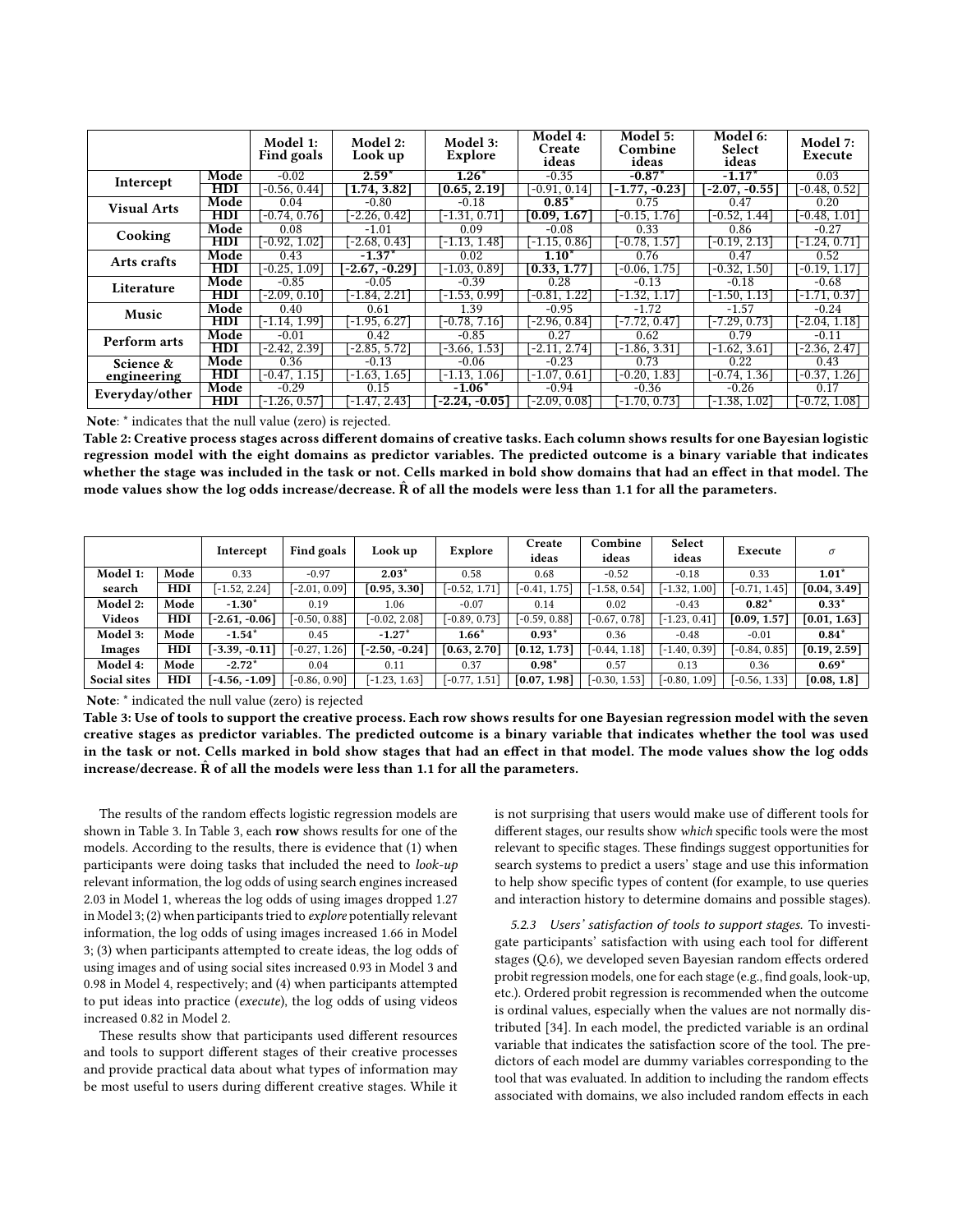| | | Model 1: Find goals | Model 2: Look up | Model 3: Explore | Model 4: Create ideas | Model 5: Combine ideas | Model 6: Select ideas | Model 7: Execute |
|---|---|---|---|---|---|---|---|---|
| Intercept | Mode | -0.02 | **2.59*** | **1.26*** | -0.35 | **-0.87*** | **-1.17*** | 0.03 |
| | HDI | [-0.56, 0.44] | **[1.74, 3.82]** | **[0.65, 2.19]** | [-0.91, 0.14] | **[-1.77, -0.23]** | **[-2.07, -0.55]** | [-0.48, 0.52] |
| Visual Arts | Mode | 0.04 | -0.80 | -0.18 | **0.85*** | 0.75 | 0.47 | 0.20 |
| | HDI | [-0.74, 0.76] | [-2.26, 0.42] | [-1.31, 0.71] | **[0.09, 1.67]** | [-0.15, 1.76] | [-0.52, 1.44] | [-0.48, 1.01] |
| Cooking | Mode | 0.08 | -1.01 | 0.09 | -0.08 | 0.33 | 0.86 | -0.27 |
| | HDI | [-0.92, 1.02] | [-2.68, 0.43] | [-1.13, 1.48] | [-1.15, 0.86] | [-0.78, 1.57] | [-0.19, 2.13] | [-1.24, 0.71] |
| Arts crafts | Mode | 0.43 | **-1.37*** | 0.02 | **1.10*** | 0.76 | 0.47 | 0.52 |
| | HDI | [-0.25, 1.09] | **[-2.67, -0.29]** | [-1.03, 0.89] | **[0.33, 1.77]** | [-0.06, 1.75] | [-0.32, 1.50] | [-0.19, 1.17] |
| Literature | Mode | -0.85 | -0.05 | -0.39 | 0.28 | -0.13 | -0.18 | -0.68 |
| | HDI | [-2.09, 0.10] | [-1.84, 2.21] | [-1.53, 0.99] | [-0.81, 1.22] | [-1.32, 1.17] | [-1.50, 1.13] | [-1.71, 0.37] |
| Music | Mode | 0.40 | 0.61 | 1.39 | -0.95 | -1.72 | -1.57 | -0.24 |
| | HDI | [-1.14, 1.99] | [-1.95, 6.27] | [-0.78, 7.16] | [-2.96, 0.84] | [-7.72, 0.47] | [-7.29, 0.73] | [-2.04, 1.18] |
| Perform arts | Mode | -0.01 | 0.42 | -0.85 | 0.27 | 0.62 | 0.79 | -0.11 |
| | HDI | [-2.42, 2.39] | [-2.85, 5.72] | [-3.66, 1.53] | [-2.11, 2.74] | [-1.86, 3.31] | [-1.62, 3.61] | [-2.36, 2.47] |
| Science & engineering | Mode | 0.36 | -0.13 | -0.06 | -0.23 | 0.73 | 0.22 | 0.43 |
| | HDI | [-0.47, 1.15] | [-1.63, 1.65] | [-1.13, 1.06] | [-1.07, 0.61] | [-0.20, 1.83] | [-0.74, 1.36] | [-0.37, 1.26] |
| Everyday/other | Mode | -0.29 | 0.15 | **-1.06*** | -0.94 | -0.36 | -0.26 | 0.17 |
| | HDI | [-1.26, 0.57] | [-1.47, 2.43] | **[-2.24, -0.05]** | [-2.09, 0.08] | [-1.70, 0.73] | [-1.38, 1.02] | [-0.72, 1.08] |

**Note**: * indicates that the null value (zero) is rejected.

**Table 2: Creative process stages across different domains of creative tasks. Each column shows results for one Bayesian logistic regression model with the eight domains as predictor variables. The predicted outcome is a binary variable that indicates whether the stage was included in the task or not. Cells marked in bold show domains that had an effect in that model. The mode values show the log odds increase/decrease. $\hat{R}$ of all the models were less than 1.1 for all the parameters.**

| | | Intercept | Find goals | Look up | Explore | Create ideas | Combine ideas | Select ideas | Execute | $\sigma$ |
|---|---|---|---|---|---|---|---|---|---|---|
| Model 1: search | Mode | 0.33 | -0.97 | **2.03*** | 0.58 | 0.68 | -0.52 | -0.18 | 0.33 | **1.01*** |
| | HDI | [-1.52, 2.24] | [-2.01, 0.09] | **[0.95, 3.30]** | [-0.52, 1.71] | [-0.41, 1.75] | [-1.58, 0.54] | [-1.32, 1.00] | [-0.71, 1.45] | **[0.04, 3.49]** |
| Model 2: Videos | Mode | **-1.30*** | 0.19 | 1.06 | -0.07 | 0.14 | 0.02 | -0.43 | **0.82*** | **0.33*** |
| | HDI | **[-2.61, -0.06]** | [-0.50, 0.88] | [-0.02, 2.08] | [-0.89, 0.73] | [-0.59, 0.88] | [-0.67, 0.78] | [-1.23, 0.41] | **[0.09, 1.57]** | **[0.01, 1.63]** |
| Model 3: Images | Mode | **-1.54*** | 0.45 | **-1.27*** | **1.66*** | **0.93*** | 0.36 | -0.48 | -0.01 | **0.84*** |
| | HDI | **[-3.39, -0.11]** | [-0.27, 1.26] | **[-2.50, -0.24]** | **[0.63, 2.70]** | **[0.12, 1.73]** | [-0.44, 1.18] | [-1.40, 0.39] | [-0.84, 0.85] | **[0.19, 2.59]** |
| Model 4: Social sites | Mode | **-2.72*** | 0.04 | 0.11 | 0.37 | **0.98*** | 0.57 | 0.13 | 0.36 | **0.69*** |
| | HDI | **[-4.56, -1.09]** | [-0.86, 0.90] | [-1.23, 1.63] | [-0.77, 1.51] | **[0.07, 1.98]** | [-0.30, 1.53] | [-0.80, 1.09] | [-0.56, 1.33] | **[0.08, 1.8]** |

**Note**: * indicated the null value (zero) is rejected

**Table 3: Use of tools to support the creative process. Each row shows results for one Bayesian regression model with the seven creative stages as predictor variables. The predicted outcome is a binary variable that indicates whether the tool was used in the task or not. Cells marked in bold show stages that had an effect in that model. The mode values show the log odds increase/decrease. $\hat{R}$ of all the models were less than 1.1 for all the parameters.**

The results of the random effects logistic regression models are shown in Table 3. In Table 3, each **row** shows results for one of the models. According to the results, there is evidence that (1) when participants were doing tasks that included the need to *look-up* relevant information, the log odds of using search engines increased 2.03 in Model 1, whereas the log odds of using images dropped 1.27 in Model 3; (2) when participants tried to *explore* potentially relevant information, the log odds of using images increased 1.66 in Model 3; (3) when participants attempted to create ideas, the log odds of using images and of using social sites increased 0.93 in Model 3 and 0.98 in Model 4, respectively; and (4) when participants attempted to put ideas into practice (*execute*), the log odds of using videos increased 0.82 in Model 2.

These results show that participants used different resources and tools to support different stages of their creative processes and provide practical data about what types of information may be most useful to users during different creative stages. While it is not surprising that users would make use of different tools for different stages, our results show *which* specific tools were the most relevant to specific stages. These findings suggest opportunities for search systems to predict a users' stage and use this information to help show specific types of content (for example, to use queries and interaction history to determine domains and possible stages).

*5.2.3 Users' satisfaction of tools to support stages.* To investigate participants' satisfaction with using each tool for different stages (Q.6), we developed seven Bayesian random effects ordered probit regression models, one for each stage (e.g., find goals, look-up, etc.). Ordered probit regression is recommended when the outcome is ordinal values, especially when the values are not normally distributed [34]. In each model, the predicted variable is an ordinal variable that indicates the satisfaction score of the tool. The predictors of each model are dummy variables corresponding to the tool that was evaluated. In addition to including the random effects associated with domains, we also included random effects in each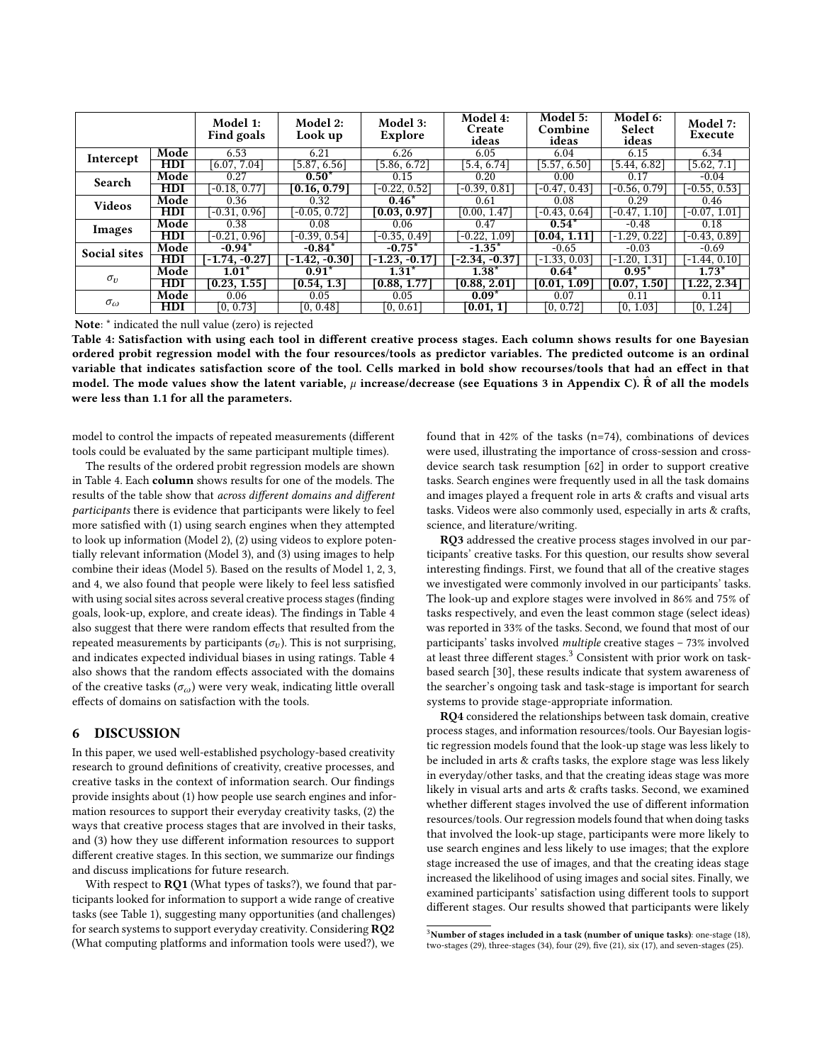| | | Model 1: Find goals | Model 2: Look up | Model 3: Explore | Model 4: Create ideas | Model 5: Combine ideas | Model 6: Select ideas | Model 7: Execute |
|---|---|---|---|---|---|---|---|---|
| **Intercept** | **Mode** | 6.53 | 6.21 | 6.26 | 6.05 | 6.04 | 6.15 | 6.34 |
| | **HDI** | [6.07, 7.04] | [5.87, 6.56] | [5.86, 6.72] | [5.4, 6.74] | [5.57, 6.50] | [5.44, 6.82] | [5.62, 7.1] |
| **Search** | **Mode** | 0.27 | **0.50*** | 0.15 | 0.20 | 0.00 | 0.17 | -0.04 |
| | **HDI** | [-0.18, 0.77] | **[0.16, 0.79]** | [-0.22, 0.52] | [-0.39, 0.81] | [-0.47, 0.43] | [-0.56, 0.79] | [-0.55, 0.53] |
| **Videos** | **Mode** | 0.36 | 0.32 | **0.46*** | 0.61 | 0.08 | 0.29 | 0.46 |
| | **HDI** | [-0.31, 0.96] | [-0.05, 0.72] | **[0.03, 0.97]** | [0.00, 1.47] | [-0.43, 0.64] | [-0.47, 1.10] | [-0.07, 1.01] |
| **Images** | **Mode** | 0.38 | 0.08 | 0.06 | 0.47 | **0.54*** | -0.48 | 0.18 |
| | **HDI** | [-0.21, 0.96] | [-0.39, 0.54] | [-0.35, 0.49] | [-0.22, 1.09] | **[0.04, 1.11]** | [-1.29, 0.22] | [-0.43, 0.89] |
| **Social sites** | **Mode** | **-0.94*** | **-0.84*** | **-0.75*** | **-1.35*** | -0.65 | -0.03 | -0.69 |
| | **HDI** | **[-1.74, -0.27]** | **[-1.42, -0.30]** | **[-1.23, -0.17]** | **[-2.34, -0.37]** | [-1.33, 0.03] | [-1.20, 1.31] | [-1.44, 0.10] |
| $\sigma_\upsilon$ | **Mode** | **1.01*** | **0.91*** | **1.31*** | **1.38*** | **0.64*** | **0.95*** | **1.73*** |
| | **HDI** | **[0.23, 1.55]** | **[0.54, 1.3]** | **[0.88, 1.77]** | **[0.88, 2.01]** | **[0.01, 1.09]** | **[0.07, 1.50]** | **[1.22, 2.34]** |
| $\sigma_\omega$ | **Mode** | 0.06 | 0.05 | 0.05 | **0.09*** | 0.07 | 0.11 | 0.11 |
| | **HDI** | [0, 0.73] | [0, 0.48] | [0, 0.61] | **[0.01, 1]** | [0, 0.72] | [0, 1.03] | [0, 1.24] |

**Note**: * indicated the null value (zero) is rejected

**Table 4: Satisfaction with using each tool in different creative process stages. Each column shows results for one Bayesian ordered probit regression model with the four resources/tools as predictor variables. The predicted outcome is an ordinal variable that indicates satisfaction score of the tool. Cells marked in bold show recourses/tools that had an effect in that model. The mode values show the latent variable, $\mu$ increase/decrease (see Equations 3 in Appendix C). $\hat{R}$ of all the models were less than 1.1 for all the parameters.**

model to control the impacts of repeated measurements (different tools could be evaluated by the same participant multiple times).

The results of the ordered probit regression models are shown in Table 4. Each **column** shows results for one of the models. The results of the table show that *across different domains and different participants* there is evidence that participants were likely to feel more satisfied with (1) using search engines when they attempted to look up information (Model 2), (2) using videos to explore potentially relevant information (Model 3), and (3) using images to help combine their ideas (Model 5). Based on the results of Model 1, 2, 3, and 4, we also found that people were likely to feel less satisfied with using social sites across several creative process stages (finding goals, look-up, explore, and create ideas). The findings in Table 4 also suggest that there were random effects that resulted from the repeated measurements by participants ($\sigma_\upsilon$). This is not surprising, and indicates expected individual biases in using ratings. Table 4 also shows that the random effects associated with the domains of the creative tasks ($\sigma_\omega$) were very weak, indicating little overall effects of domains on satisfaction with the tools.

## 6 DISCUSSION

In this paper, we used well-established psychology-based creativity research to ground definitions of creativity, creative processes, and creative tasks in the context of information search. Our findings provide insights about (1) how people use search engines and information resources to support their everyday creativity tasks, (2) the ways that creative process stages that are involved in their tasks, and (3) how they use different information resources to support different creative stages. In this section, we summarize our findings and discuss implications for future research.

With respect to **RQ1** (What types of tasks?), we found that participants looked for information to support a wide range of creative tasks (see Table 1), suggesting many opportunities (and challenges) for search systems to support everyday creativity. Considering **RQ2** (What computing platforms and information tools were used?), we found that in 42% of the tasks (n=74), combinations of devices were used, illustrating the importance of cross-session and cross-device search task resumption [62] in order to support creative tasks. Search engines were frequently used in all the task domains and images played a frequent role in arts & crafts and visual arts tasks. Videos were also commonly used, especially in arts & crafts, science, and literature/writing.

**RQ3** addressed the creative process stages involved in our participants' creative tasks. For this question, our results show several interesting findings. First, we found that all of the creative stages we investigated were commonly involved in our participants' tasks. The look-up and explore stages were involved in 86% and 75% of tasks respectively, and even the least common stage (select ideas) was reported in 33% of the tasks. Second, we found that most of our participants' tasks involved *multiple* creative stages – 73% involved at least three different stages.[3] Consistent with prior work on task-based search [30], these results indicate that system awareness of the searcher's ongoing task and task-stage is important for search systems to provide stage-appropriate information.

**RQ4** considered the relationships between task domain, creative process stages, and information resources/tools. Our Bayesian logistic regression models found that the look-up stage was less likely to be included in arts & crafts tasks, the explore stage was less likely in everyday/other tasks, and that the creating ideas stage was more likely in visual arts and arts & crafts tasks. Second, we examined whether different stages involved the use of different information resources/tools. Our regression models found that when doing tasks that involved the look-up stage, participants were more likely to use search engines and less likely to use images; that the explore stage increased the use of images, and that the creating ideas stage increased the likelihood of using images and social sites. Finally, we examined participants' satisfaction using different tools to support different stages. Our results showed that participants were likely

[3] **Number of stages included in a task (number of unique tasks)**: one-stage (18), two-stages (29), three-stages (34), four (29), five (21), six (17), and seven-stages (25).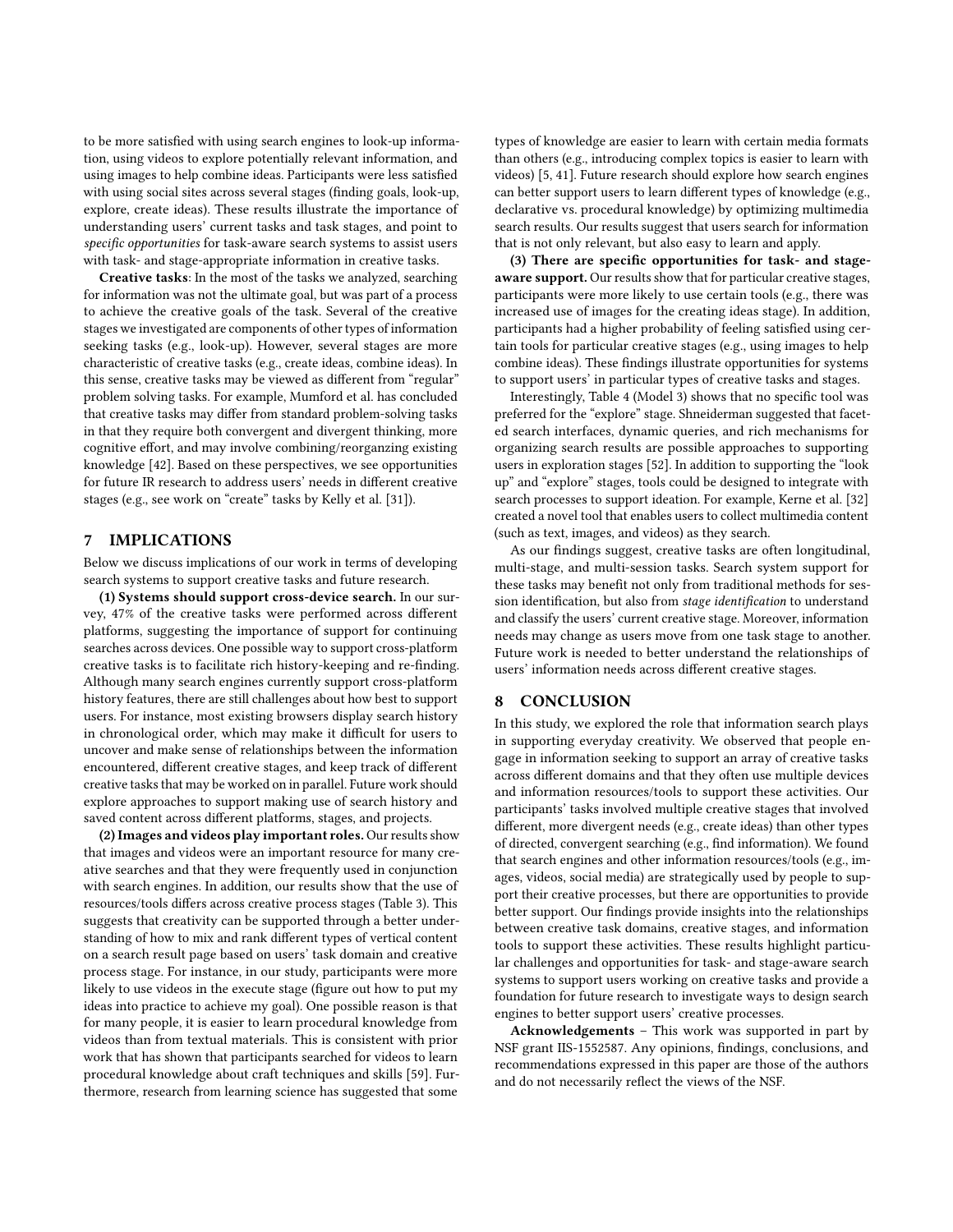to be more satisfied with using search engines to look-up information, using videos to explore potentially relevant information, and using images to help combine ideas. Participants were less satisfied with using social sites across several stages (finding goals, look-up, explore, create ideas). These results illustrate the importance of understanding users' current tasks and task stages, and point to *specific opportunities* for task-aware search systems to assist users with task- and stage-appropriate information in creative tasks.

**Creative tasks**: In the most of the tasks we analyzed, searching for information was not the ultimate goal, but was part of a process to achieve the creative goals of the task. Several of the creative stages we investigated are components of other types of information seeking tasks (e.g., look-up). However, several stages are more characteristic of creative tasks (e.g., create ideas, combine ideas). In this sense, creative tasks may be viewed as different from "regular" problem solving tasks. For example, Mumford et al. has concluded that creative tasks may differ from standard problem-solving tasks in that they require both convergent and divergent thinking, more cognitive effort, and may involve combining/reorganzing existing knowledge [42]. Based on these perspectives, we see opportunities for future IR research to address users' needs in different creative stages (e.g., see work on "create" tasks by Kelly et al. [31]).

## 7 IMPLICATIONS

Below we discuss implications of our work in terms of developing search systems to support creative tasks and future research.

**(1) Systems should support cross-device search.** In our survey, 47% of the creative tasks were performed across different platforms, suggesting the importance of support for continuing searches across devices. One possible way to support cross-platform creative tasks is to facilitate rich history-keeping and re-finding. Although many search engines currently support cross-platform history features, there are still challenges about how best to support users. For instance, most existing browsers display search history in chronological order, which may make it difficult for users to uncover and make sense of relationships between the information encountered, different creative stages, and keep track of different creative tasks that may be worked on in parallel. Future work should explore approaches to support making use of search history and saved content across different platforms, stages, and projects.

**(2) Images and videos play important roles.** Our results show that images and videos were an important resource for many creative searches and that they were frequently used in conjunction with search engines. In addition, our results show that the use of resources/tools differs across creative process stages (Table 3). This suggests that creativity can be supported through a better understanding of how to mix and rank different types of vertical content on a search result page based on users' task domain and creative process stage. For instance, in our study, participants were more likely to use videos in the execute stage (figure out how to put my ideas into practice to achieve my goal). One possible reason is that for many people, it is easier to learn procedural knowledge from videos than from textual materials. This is consistent with prior work that has shown that participants searched for videos to learn procedural knowledge about craft techniques and skills [59]. Furthermore, research from learning science has suggested that some types of knowledge are easier to learn with certain media formats than others (e.g., introducing complex topics is easier to learn with videos) [5, 41]. Future research should explore how search engines can better support users to learn different types of knowledge (e.g., declarative vs. procedural knowledge) by optimizing multimedia search results. Our results suggest that users search for information that is not only relevant, but also easy to learn and apply.

**(3) There are specific opportunities for task- and stage-aware support.** Our results show that for particular creative stages, participants were more likely to use certain tools (e.g., there was increased use of images for the creating ideas stage). In addition, participants had a higher probability of feeling satisfied using certain tools for particular creative stages (e.g., using images to help combine ideas). These findings illustrate opportunities for systems to support users' in particular types of creative tasks and stages.

Interestingly, Table 4 (Model 3) shows that no specific tool was preferred for the "explore" stage. Shneiderman suggested that faceted search interfaces, dynamic queries, and rich mechanisms for organizing search results are possible approaches to supporting users in exploration stages [52]. In addition to supporting the "look up" and "explore" stages, tools could be designed to integrate with search processes to support ideation. For example, Kerne et al. [32] created a novel tool that enables users to collect multimedia content (such as text, images, and videos) as they search.

As our findings suggest, creative tasks are often longitudinal, multi-stage, and multi-session tasks. Search system support for these tasks may benefit not only from traditional methods for session identification, but also from *stage identification* to understand and classify the users' current creative stage. Moreover, information needs may change as users move from one task stage to another. Future work is needed to better understand the relationships of users' information needs across different creative stages.

## 8 CONCLUSION

In this study, we explored the role that information search plays in supporting everyday creativity. We observed that people engage in information seeking to support an array of creative tasks across different domains and that they often use multiple devices and information resources/tools to support these activities. Our participants' tasks involved multiple creative stages that involved different, more divergent needs (e.g., create ideas) than other types of directed, convergent searching (e.g., find information). We found that search engines and other information resources/tools (e.g., images, videos, social media) are strategically used by people to support their creative processes, but there are opportunities to provide better support. Our findings provide insights into the relationships between creative task domains, creative stages, and information tools to support these activities. These results highlight particular challenges and opportunities for task- and stage-aware search systems to support users working on creative tasks and provide a foundation for future research to investigate ways to design search engines to better support users' creative processes.

**Acknowledgements** – This work was supported in part by NSF grant IIS-1552587. Any opinions, findings, conclusions, and recommendations expressed in this paper are those of the authors and do not necessarily reflect the views of the NSF.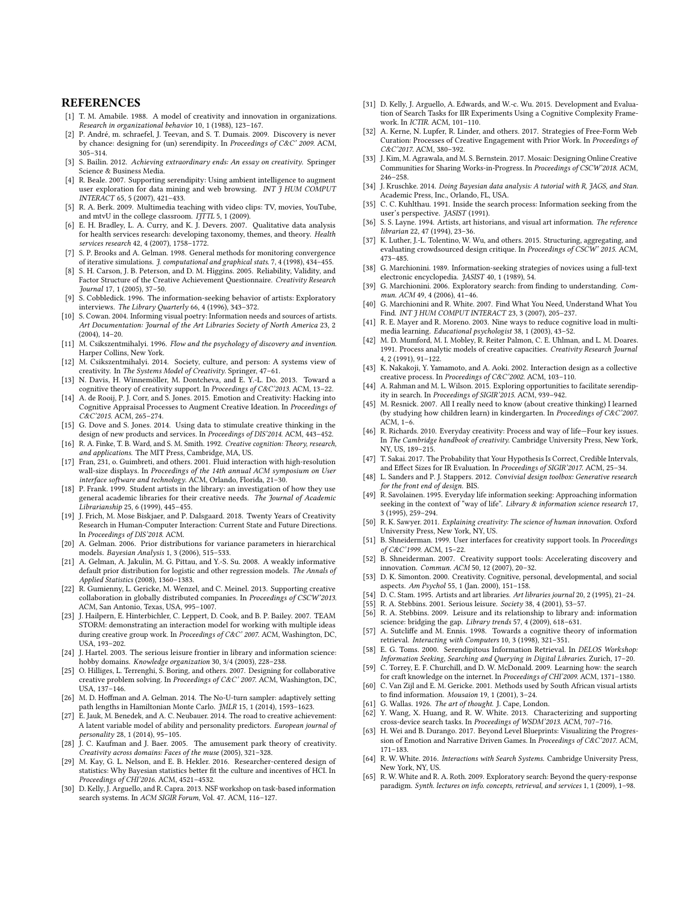# REFERENCES

[1] T. M. Amabile. 1988. A model of creativity and innovation in organizations. *Research in organizational behavior* 10, 1 (1988), 123–167.

[2] P. André, m. schraefel, J. Teevan, and S. T. Dumais. 2009. Discovery is never by chance: designing for (un) serendipity. In *Proceedings of C&C' 2009*. ACM, 305–314.

[3] S. Bailin. 2012. *Achieving extraordinary ends: An essay on creativity.* Springer Science & Business Media.

[4] R. Beale. 2007. Supporting serendipity: Using ambient intelligence to augment user exploration for data mining and web browsing. *INT J HUM COMPUT INTERACT* 65, 5 (2007), 421–433.

[5] R. A. Berk. 2009. Multimedia teaching with video clips: TV, movies, YouTube, and mtvU in the college classroom. *IJTTL* 5, 1 (2009).

[6] E. H. Bradley, L. A. Curry, and K. J. Devers. 2007. Qualitative data analysis for health services research: developing taxonomy, themes, and theory. *Health services research* 42, 4 (2007), 1758–1772.

[7] S. P. Brooks and A. Gelman. 1998. General methods for monitoring convergence of iterative simulations. *J. computational and graphical stats.* 7, 4 (1998), 434–455.

[8] S. H. Carson, J. B. Peterson, and D. M. Higgins. 2005. Reliability, Validity, and Factor Structure of the Creative Achievement Questionnaire. *Creativity Research Journal* 17, 1 (2005), 37–50.

[9] S. Cobbledick. 1996. The information-seeking behavior of artists: Exploratory interviews. *The Library Quarterly* 66, 4 (1996), 343–372.

[10] S. Cowan. 2004. Informing visual poetry: Information needs and sources of artists. *Art Documentation: Journal of the Art Libraries Society of North America* 23, 2 (2004), 14–20.

[11] M. Csikszentmihalyi. 1996. *Flow and the psychology of discovery and invention.* Harper Collins, New York.

[12] M. Csikszentmihalyi. 2014. Society, culture, and person: A systems view of creativity. In *The Systems Model of Creativity*. Springer, 47–61.

[13] N. Davis, H. Winnemöller, M. Dontcheva, and E. Y.-L. Do. 2013. Toward a cognitive theory of creativity support. In *Proceedings of C&C'2013*. ACM, 13–22.

[14] A. de Rooij, P. J. Corr, and S. Jones. 2015. Emotion and Creativity: Hacking into Cognitive Appraisal Processes to Augment Creative Ideation. In *Proceedings of C&C'2015*. ACM, 265–274.

[15] G. Dove and S. Jones. 2014. Using data to stimulate creative thinking in the design of new products and services. In *Proceedings of DIS'2014*. ACM, 443–452.

[16] R. A. Finke, T. B. Ward, and S. M. Smith. 1992. *Creative cognition: Theory, research, and applications.* The MIT Press, Cambridge, MA, US.

[17] Fran, 231, o. Guimbreti, and others. 2001. Fluid interaction with high-resolution wall-size displays. In *Proceedings of the 14th annual ACM symposium on User interface software and technology*. ACM, Orlando, Florida, 21–30.

[18] P. Frank. 1999. Student artists in the library: an investigation of how they use general academic libraries for their creative needs. *The Journal of Academic Librarianship* 25, 6 (1999), 445–455.

[19] J. Frich, M. Mose Biskjaer, and P. Dalsgaard. 2018. Twenty Years of Creativity Research in Human-Computer Interaction: Current State and Future Directions. In *Proceedings of DIS'2018*. ACM.

[20] A. Gelman. 2006. Prior distributions for variance parameters in hierarchical models. *Bayesian Analysis* 1, 3 (2006), 515–533.

[21] A. Gelman, A. Jakulin, M. G. Pittau, and Y.-S. Su. 2008. A weakly informative default prior distribution for logistic and other regression models. *The Annals of Applied Statistics* (2008), 1360–1383.

[22] R. Gumienny, L. Gericke, M. Wenzel, and C. Meinel. 2013. Supporting creative collaboration in globally distributed companies. In *Proceedings of CSCW'2013*. ACM, San Antonio, Texas, USA, 995–1007.

[23] J. Hailpern, E. Hinterbichler, C. Leppert, D. Cook, and B. P. Bailey. 2007. TEAM STORM: demonstrating an interaction model for working with multiple ideas during creative group work. In *Proceedings of C&C' 2007*. ACM, Washington, DC, USA, 193–202.

[24] J. Hartel. 2003. The serious leisure frontier in library and information science: hobby domains. *Knowledge organization* 30, 3/4 (2003), 228–238.

[25] O. Hilliges, L. Terrenghi, S. Boring, and others. 2007. Designing for collaborative creative problem solving. In *Proceedings of C&C' 2007*. ACM, Washington, DC, USA, 137–146.

[26] M. D. Hoffman and A. Gelman. 2014. The No-U-turn sampler: adaptively setting path lengths in Hamiltonian Monte Carlo. *JMLR* 15, 1 (2014), 1593–1623.

[27] E. Jauk, M. Benedek, and A. C. Neubauer. 2014. The road to creative achievement: A latent variable model of ability and personality predictors. *European journal of personality* 28, 1 (2014), 95–105.

[28] J. C. Kaufman and J. Baer. 2005. The amusement park theory of creativity. *Creativity across domains: Faces of the muse* (2005), 321–328.

[29] M. Kay, G. L. Nelson, and E. B. Hekler. 2016. Researcher-centered design of statistics: Why Bayesian statistics better fit the culture and incentives of HCI. In *Proceedings of CHI'2016*. ACM, 4521–4532.

[30] D. Kelly, J. Arguello, and R. Capra. 2013. NSF workshop on task-based information search systems. In *ACM SIGIR Forum*, Vol. 47. ACM, 116–127.

[31] D. Kelly, J. Arguello, A. Edwards, and W.-c. Wu. 2015. Development and Evaluation of Search Tasks for IIR Experiments Using a Cognitive Complexity Framework. In *ICTIR*. ACM, 101–110.

[32] A. Kerne, N. Lupfer, R. Linder, and others. 2017. Strategies of Free-Form Web Curation: Processes of Creative Engagement with Prior Work. In *Proceedings of C&C'2017*. ACM, 380–392.

[33] J. Kim, M. Agrawala, and M. S. Bernstein. 2017. Mosaic: Designing Online Creative Communities for Sharing Works-in-Progress. In *Proceedings of CSCW'2018*. ACM, 246–258.

[34] J. Kruschke. 2014. *Doing Bayesian data analysis: A tutorial with R, JAGS, and Stan.* Academic Press, Inc., Orlando, FL, USA.

[35] C. C. Kuhlthau. 1991. Inside the search process: Information seeking from the user's perspective. *JASIST* (1991).

[36] S. S. Layne. 1994. Artists, art historians, and visual art information. *The reference librarian* 22, 47 (1994), 23–36.

[37] K. Luther, J.-L. Tolentino, W. Wu, and others. 2015. Structuring, aggregating, and evaluating crowdsourced design critique. In *Proceedings of CSCW' 2015*. ACM, 473–485.

[38] G. Marchionini. 1989. Information-seeking strategies of novices using a full-text electronic encyclopedia. *JASIST* 40, 1 (1989), 54.

[39] G. Marchionini. 2006. Exploratory search: from finding to understanding. *Commun. ACM* 49, 4 (2006), 41–46.

[40] G. Marchionini and R. White. 2007. Find What You Need, Understand What You Find. *INT J HUM COMPUT INTERACT* 23, 3 (2007), 205–237.

[41] R. E. Mayer and R. Moreno. 2003. Nine ways to reduce cognitive load in multimedia learning. *Educational psychologist* 38, 1 (2003), 43–52.

[42] M. D. Mumford, M. I. Mobley, R. Reiter Palmon, C. E. Uhlman, and L. M. Doares. 1991. Process analytic models of creative capacities. *Creativity Research Journal* 4, 2 (1991), 91–122.

[43] K. Nakakoji, Y. Yamamoto, and A. Aoki. 2002. Interaction design as a collective creative process. In *Proceedings of C&C'2002*. ACM, 103–110.

[44] A. Rahman and M. L. Wilson. 2015. Exploring opportunities to facilitate serendipity in search. In *Proceedings of SIGIR'2015*. ACM, 939–942.

[45] M. Resnick. 2007. All I really need to know (about creative thinking) I learned (by studying how children learn) in kindergarten. In *Proceedings of C&C'2007*. ACM, 1–6.

[46] R. Richards. 2010. Everyday creativity: Process and way of life—Four key issues. In *The Cambridge handbook of creativity*. Cambridge University Press, New York, NY, US, 189–215.

[47] T. Sakai. 2017. The Probability that Your Hypothesis Is Correct, Credible Intervals, and Effect Sizes for IR Evaluation. In *Proceedings of SIGIR'2017*. ACM, 25–34.

[48] L. Sanders and P. J. Stappers. 2012. *Convivial design toolbox: Generative research for the front end of design.* BIS.

[49] R. Savolainen. 1995. Everyday life information seeking: Approaching information seeking in the context of "way of life". *Library & information science research* 17, 3 (1995), 259–294.

[50] R. K. Sawyer. 2011. *Explaining creativity: The science of human innovation.* Oxford University Press, New York, NY, US.

[51] B. Shneiderman. 1999. User interfaces for creativity support tools. In *Proceedings of C&C'1999*. ACM, 15–22.

[52] B. Shneiderman. 2007. Creativity support tools: Accelerating discovery and innovation. *Commun. ACM* 50, 12 (2007), 20–32.

[53] D. K. Simonton. 2000. Creativity. Cognitive, personal, developmental, and social aspects. *Am Psychol* 55, 1 (Jan. 2000), 151–158.

[54] D. C. Stam. 1995. Artists and art libraries. *Art libraries journal* 20, 2 (1995), 21–24.

[55] R. A. Stebbins. 2001. Serious leisure. *Society* 38, 4 (2001), 53–57.

[56] R. A. Stebbins. 2009. Leisure and its relationship to library and: information science: bridging the gap. *Library trends* 57, 4 (2009), 618–631.

[57] A. Sutcliffe and M. Ennis. 1998. Towards a cognitive theory of information retrieval. *Interacting with Computers* 10, 3 (1998), 321–351.

[58] E. G. Toms. 2000. Serendipitous Information Retrieval. In *DELOS Workshop: Information Seeking, Searching and Querying in Digital Libraries*. Zurich, 17–20.

[59] C. Torrey, E. F. Churchill, and D. W. McDonald. 2009. Learning how: the search for craft knowledge on the internet. In *Proceedings of CHI'2009*. ACM, 1371–1380.

[60] C. Van Zijl and E. M. Gericke. 2001. Methods used by South African visual artists to find information. *Mousaion* 19, 1 (2001), 3–24.

[61] G. Wallas. 1926. *The art of thought.* J. Cape, London.

[62] Y. Wang, X. Huang, and R. W. White. 2013. Characterizing and supporting cross-device search tasks. In *Proceedings of WSDM'2013*. ACM, 707–716.

[63] H. Wei and B. Durango. 2017. Beyond Level Blueprints: Visualizing the Progression of Emotion and Narrative Driven Games. In *Proceedings of C&C'2017*. ACM, 171–183.

[64] R. W. White. 2016. *Interactions with Search Systems.* Cambridge University Press, New York, NY, US.

[65] R. W. White and R. A. Roth. 2009. Exploratory search: Beyond the query-response paradigm. *Synth. lectures on info. concepts, retrieval, and services* 1, 1 (2009), 1–98.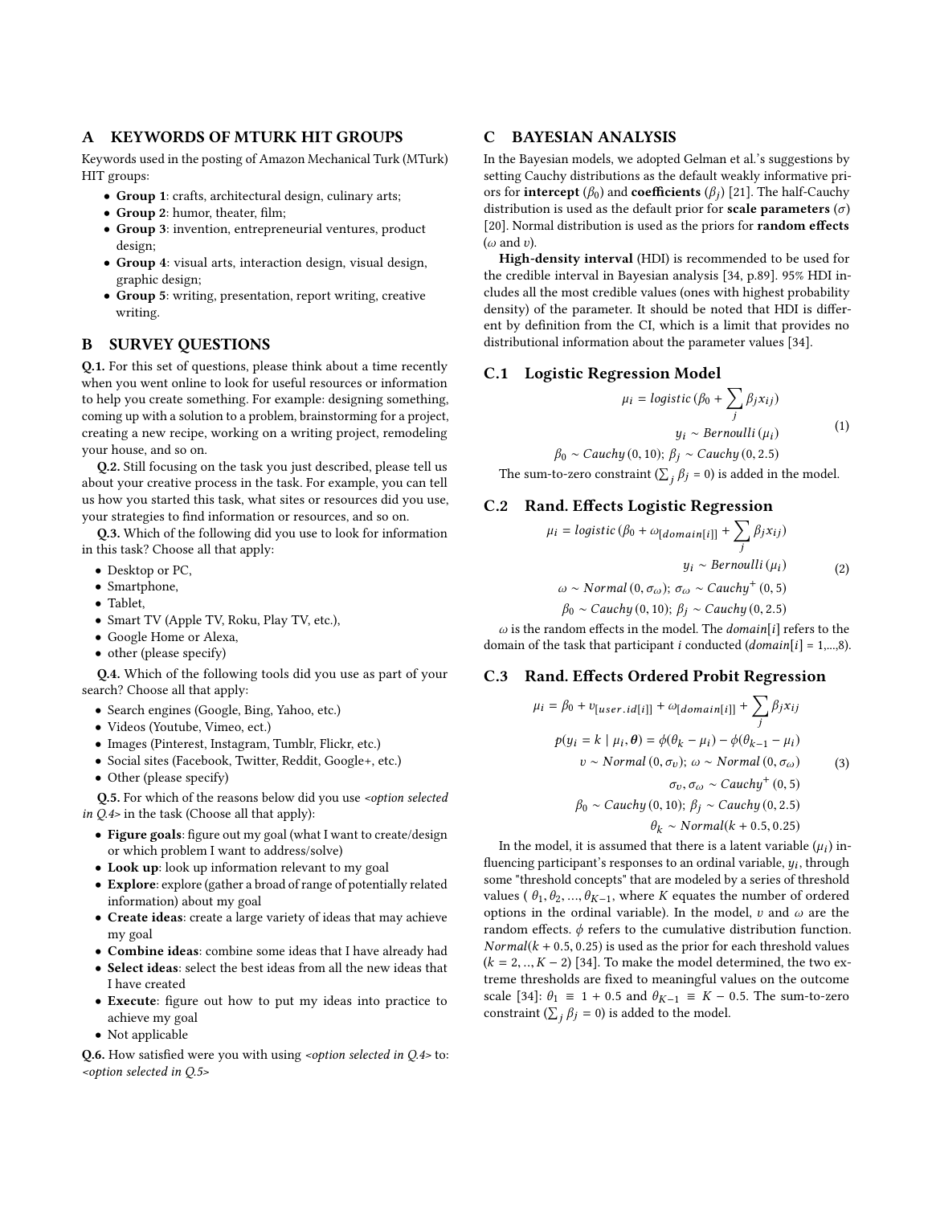## A KEYWORDS OF MTURK HIT GROUPS

Keywords used in the posting of Amazon Mechanical Turk (MTurk) HIT groups:

- **Group 1**: crafts, architectural design, culinary arts;
- **Group 2**: humor, theater, film;
- **Group 3**: invention, entrepreneurial ventures, product design;
- **Group 4**: visual arts, interaction design, visual design, graphic design;
- **Group 5**: writing, presentation, report writing, creative writing.

## B SURVEY QUESTIONS

**Q.1.** For this set of questions, please think about a time recently when you went online to look for useful resources or information to help you create something. For example: designing something, coming up with a solution to a problem, brainstorming for a project, creating a new recipe, working on a writing project, remodeling your house, and so on.

**Q.2.** Still focusing on the task you just described, please tell us about your creative process in the task. For example, you can tell us how you started this task, what sites or resources did you use, your strategies to find information or resources, and so on.

**Q.3.** Which of the following did you use to look for information in this task? Choose all that apply:

- Desktop or PC,
- Smartphone,
- Tablet,
- Smart TV (Apple TV, Roku, Play TV, etc.),
- Google Home or Alexa,
- other (please specify)

**Q.4.** Which of the following tools did you use as part of your search? Choose all that apply:

- Search engines (Google, Bing, Yahoo, etc.)
- Videos (Youtube, Vimeo, ect.)
- Images (Pinterest, Instagram, Tumblr, Flickr, etc.)
- Social sites (Facebook, Twitter, Reddit, Google+, etc.)
- Other (please specify)

**Q.5.** For which of the reasons below did you use *<option selected in Q.4>* in the task (Choose all that apply):

- **Figure goals**: figure out my goal (what I want to create/design or which problem I want to address/solve)
- **Look up**: look up information relevant to my goal
- **Explore**: explore (gather a broad of range of potentially related information) about my goal
- **Create ideas**: create a large variety of ideas that may achieve my goal
- **Combine ideas**: combine some ideas that I have already had
- **Select ideas**: select the best ideas from all the new ideas that I have created
- **Execute**: figure out how to put my ideas into practice to achieve my goal
- Not applicable

**Q.6.** How satisfied were you with using *<option selected in Q.4>* to: *<option selected in Q.5>*

## C BAYESIAN ANALYSIS

In the Bayesian models, we adopted Gelman et al.'s suggestions by setting Cauchy distributions as the default weakly informative priors for **intercept** ($\beta_0$) and **coefficients** ($\beta_j$) [21]. The half-Cauchy distribution is used as the default prior for **scale parameters** ($\sigma$) [20]. Normal distribution is used as the priors for **random effects** ($\omega$ and $\upsilon$).

**High-density interval** (HDI) is recommended to be used for the credible interval in Bayesian analysis [34, p.89]. 95% HDI includes all the most credible values (ones with highest probability density) of the parameter. It should be noted that HDI is different by definition from the CI, which is a limit that provides no distributional information about the parameter values [34].

### C.1 Logistic Regression Model

$$
\begin{aligned}
\mu_i &= logistic\,(\beta_0 + \sum_j \beta_j x_{ij}) \\
y_i &\sim Bernoulli\,(\mu_i) \\
\beta_0 \sim Cauchy\,(0, 10);&\ \beta_j \sim Cauchy\,(0, 2.5)
\end{aligned}
\tag{1}
$$

The sum-to-zero constraint ($\sum_j \beta_j = 0$) is added in the model.

### C.2 Rand. Effects Logistic Regression

$$
\begin{aligned}
\mu_i &= logistic\,(\beta_0 + \omega_{[domain[i]]} + \sum_j \beta_j x_{ij}) \\
y_i &\sim Bernoulli\,(\mu_i) \\
\omega \sim Normal\,(0, \sigma_\omega);&\ \sigma_\omega \sim Cauchy^+\,(0, 5) \\
\beta_0 \sim Cauchy\,(0, 10);&\ \beta_j \sim Cauchy\,(0, 2.5)
\end{aligned}
\tag{2}
$$

$\omega$ is the random effects in the model. The $domain[i]$ refers to the domain of the task that participant $i$ conducted ($domain[i] = 1,...,8$).

### C.3 Rand. Effects Ordered Probit Regression

$$
\begin{aligned}
\mu_i &= \beta_0 + \upsilon_{[user.id[i]]} + \omega_{[domain[i]]} + \sum_j \beta_j x_{ij} \\
p(y_i = k \mid \mu_i, \boldsymbol{\theta}) &= \phi(\theta_k - \mu_i) - \phi(\theta_{k-1} - \mu_i) \\
\upsilon \sim Normal\,(0, \sigma_\upsilon);&\ \omega \sim Normal\,(0, \sigma_\omega) \\
\sigma_\upsilon, \sigma_\omega &\sim Cauchy^+\,(0, 5) \\
\beta_0 \sim Cauchy\,(0, 10);&\ \beta_j \sim Cauchy\,(0, 2.5) \\
\theta_k &\sim Normal(k + 0.5, 0.25)
\end{aligned}
\tag{3}
$$

In the model, it is assumed that there is a latent variable ($\mu_i$) influencing participant's responses to an ordinal variable, $y_i$, through some "threshold concepts" that are modeled by a series of threshold values ( $\theta_1, \theta_2, ..., \theta_{K-1}$, where $K$ equates the number of ordered options in the ordinal variable). In the model, $\upsilon$ and $\omega$ are the random effects. $\phi$ refers to the cumulative distribution function. $Normal(k + 0.5, 0.25)$ is used as the prior for each threshold values ($k = 2, .., K - 2$) [34]. To make the model determined, the two extreme thresholds are fixed to meaningful values on the outcome scale [34]: $\theta_1 \equiv 1 + 0.5$ and $\theta_{K-1} \equiv K - 0.5$. The sum-to-zero constraint ($\sum_j \beta_j = 0$) is added to the model.